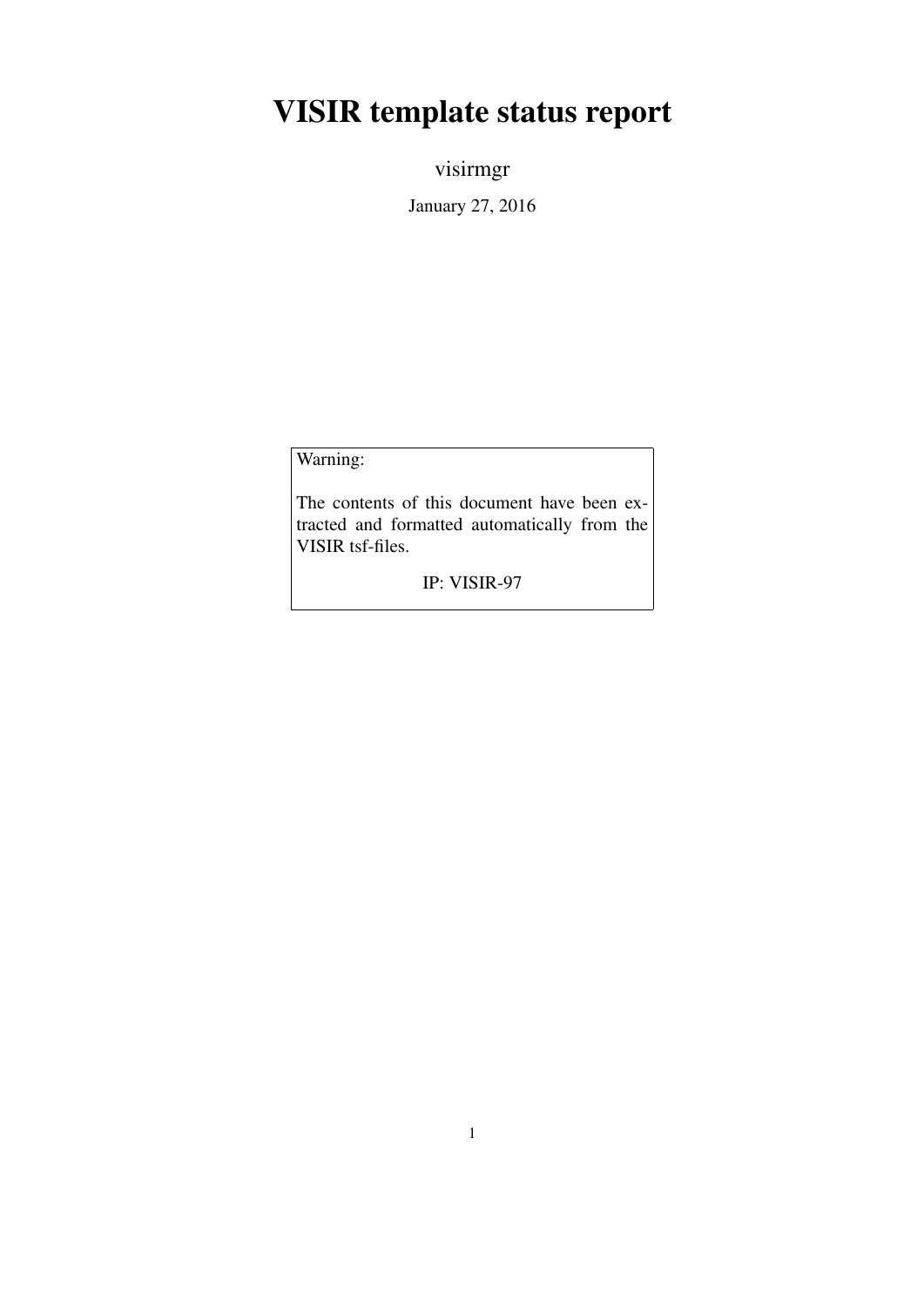# VISIR template status report

visirmgr

January 27, 2016

> Warning:
>
> The contents of this document have been extracted and formatted automatically from the VISIR tsf-files.
>
> IP: VISIR-97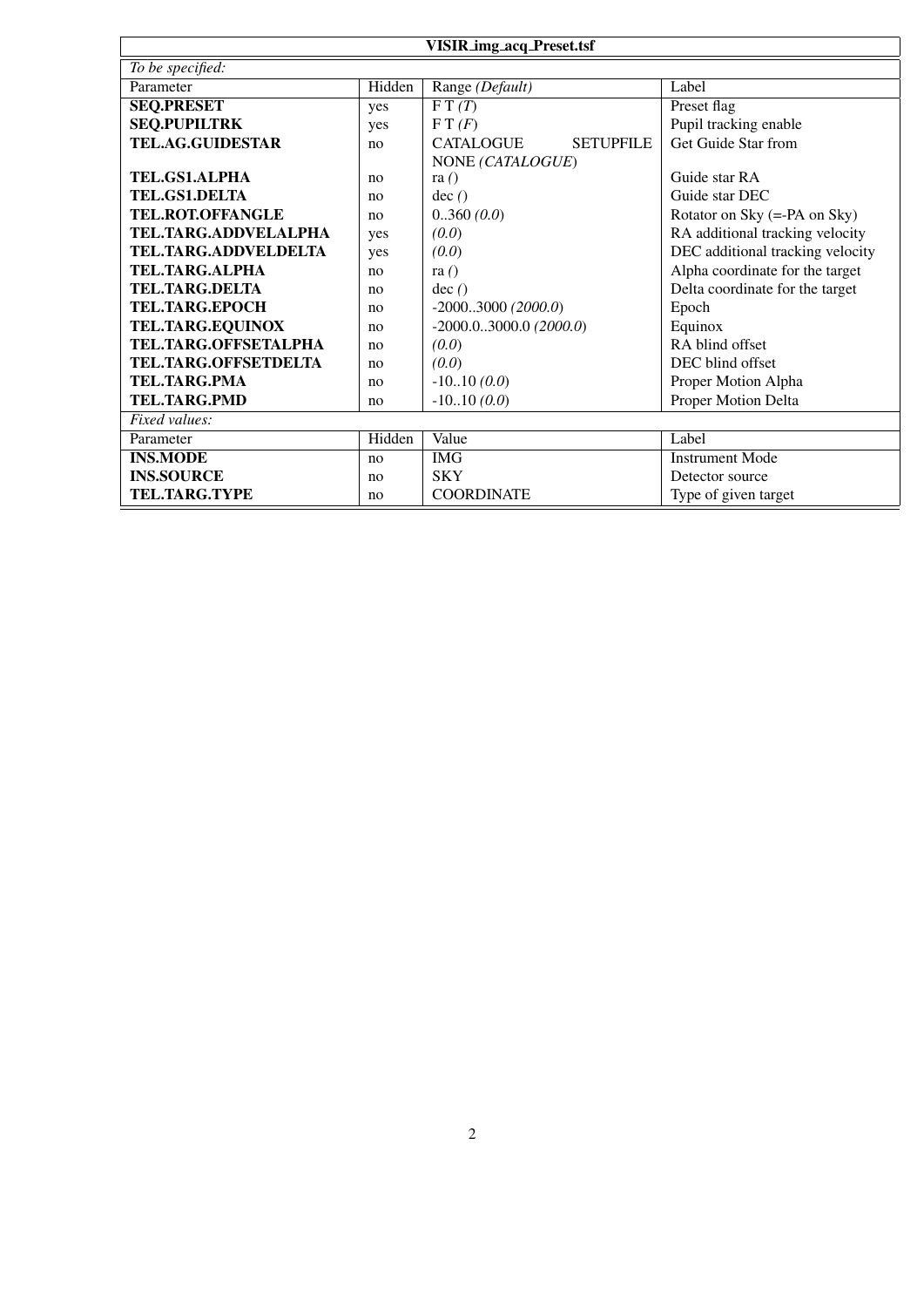**VISIR_img_acq_Preset.tsf**

| *To be specified:* | | | |
|---|---|---|---|
| Parameter | Hidden | Range *(Default)* | Label |
| **SEQ.PRESET** | yes | F T *(T)* | Preset flag |
| **SEQ.PUPILTRK** | yes | F T *(F)* | Pupil tracking enable |
| **TEL.AG.GUIDESTAR** | no | CATALOGUE SETUPFILE NONE *(CATALOGUE)* | Get Guide Star from |
| **TEL.GS1.ALPHA** | no | ra *()* | Guide star RA |
| **TEL.GS1.DELTA** | no | dec *()* | Guide star DEC |
| **TEL.ROT.OFFANGLE** | no | 0..360 *(0.0)* | Rotator on Sky (=-PA on Sky) |
| **TEL.TARG.ADDVELALPHA** | yes | *(0.0)* | RA additional tracking velocity |
| **TEL.TARG.ADDVELDELTA** | yes | *(0.0)* | DEC additional tracking velocity |
| **TEL.TARG.ALPHA** | no | ra *()* | Alpha coordinate for the target |
| **TEL.TARG.DELTA** | no | dec *()* | Delta coordinate for the target |
| **TEL.TARG.EPOCH** | no | -2000..3000 *(2000.0)* | Epoch |
| **TEL.TARG.EQUINOX** | no | -2000.0..3000.0 *(2000.0)* | Equinox |
| **TEL.TARG.OFFSETALPHA** | no | *(0.0)* | RA blind offset |
| **TEL.TARG.OFFSETDELTA** | no | *(0.0)* | DEC blind offset |
| **TEL.TARG.PMA** | no | -10..10 *(0.0)* | Proper Motion Alpha |
| **TEL.TARG.PMD** | no | -10..10 *(0.0)* | Proper Motion Delta |
| *Fixed values:* | | | |
| Parameter | Hidden | Value | Label |
| **INS.MODE** | no | IMG | Instrument Mode |
| **INS.SOURCE** | no | SKY | Detector source |
| **TEL.TARG.TYPE** | no | COORDINATE | Type of given target |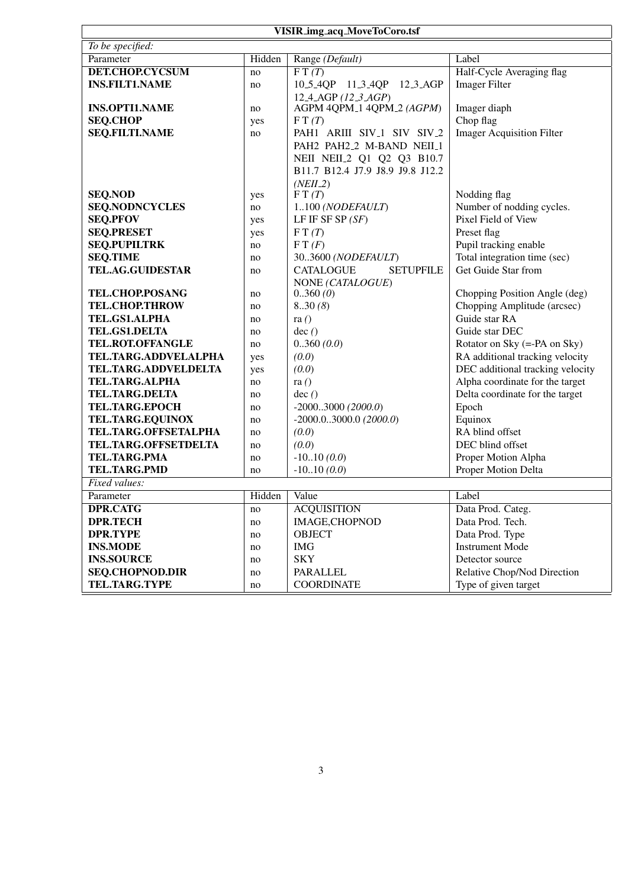| VISIR_img_acq_MoveToCoro.tsf | | | |
|---|---|---|---|
| *To be specified:* | | | |
| Parameter | Hidden | Range *(Default)* | Label |
| **DET.CHOP.CYCSUM** | no | F T *(T)* | Half-Cycle Averaging flag |
| **INS.FILT1.NAME** | no | 10_5_4QP 11_3_4QP 12_3_AGP 12_4_AGP *(12_3_AGP)* | Imager Filter |
| **INS.OPTI1.NAME** | no | AGPM 4QPM_1 4QPM_2 *(AGPM)* | Imager diaph |
| **SEQ.CHOP** | yes | F T *(T)* | Chop flag |
| **SEQ.FILTI.NAME** | no | PAH1 ARIII SIV_1 SIV SIV_2 PAH2 PAH2_2 M-BAND NEII_1 NEII NEII_2 Q1 Q2 Q3 B10.7 B11.7 B12.4 J7.9 J8.9 J9.8 J12.2 *(NEII_2)* | Imager Acquisition Filter |
| **SEQ.NOD** | yes | F T *(T)* | Nodding flag |
| **SEQ.NODNCYCLES** | no | 1..100 *(NODEFAULT)* | Number of nodding cycles. |
| **SEQ.PFOV** | yes | LF IF SF SP *(SF)* | Pixel Field of View |
| **SEQ.PRESET** | yes | F T *(T)* | Preset flag |
| **SEQ.PUPILTRK** | no | F T *(F)* | Pupil tracking enable |
| **SEQ.TIME** | no | 30..3600 *(NODEFAULT)* | Total integration time (sec) |
| **TEL.AG.GUIDESTAR** | no | CATALOGUE SETUPFILE NONE *(CATALOGUE)* | Get Guide Star from |
| **TEL.CHOP.POSANG** | no | 0..360 *(0)* | Chopping Position Angle (deg) |
| **TEL.CHOP.THROW** | no | 8..30 *(8)* | Chopping Amplitude (arcsec) |
| **TEL.GS1.ALPHA** | no | ra *()* | Guide star RA |
| **TEL.GS1.DELTA** | no | dec *()* | Guide star DEC |
| **TEL.ROT.OFFANGLE** | no | 0..360 *(0.0)* | Rotator on Sky (=-PA on Sky) |
| **TEL.TARG.ADDVELALPHA** | yes | *(0.0)* | RA additional tracking velocity |
| **TEL.TARG.ADDVELDELTA** | yes | *(0.0)* | DEC additional tracking velocity |
| **TEL.TARG.ALPHA** | no | ra *()* | Alpha coordinate for the target |
| **TEL.TARG.DELTA** | no | dec *()* | Delta coordinate for the target |
| **TEL.TARG.EPOCH** | no | -2000..3000 *(2000.0)* | Epoch |
| **TEL.TARG.EQUINOX** | no | -2000.0..3000.0 *(2000.0)* | Equinox |
| **TEL.TARG.OFFSETALPHA** | no | *(0.0)* | RA blind offset |
| **TEL.TARG.OFFSETDELTA** | no | *(0.0)* | DEC blind offset |
| **TEL.TARG.PMA** | no | -10..10 *(0.0)* | Proper Motion Alpha |
| **TEL.TARG.PMD** | no | -10..10 *(0.0)* | Proper Motion Delta |
| *Fixed values:* | | | |
| Parameter | Hidden | Value | Label |
| **DPR.CATG** | no | ACQUISITION | Data Prod. Categ. |
| **DPR.TECH** | no | IMAGE,CHOPNOD | Data Prod. Tech. |
| **DPR.TYPE** | no | OBJECT | Data Prod. Type |
| **INS.MODE** | no | IMG | Instrument Mode |
| **INS.SOURCE** | no | SKY | Detector source |
| **SEQ.CHOPNOD.DIR** | no | PARALLEL | Relative Chop/Nod Direction |
| **TEL.TARG.TYPE** | no | COORDINATE | Type of given target |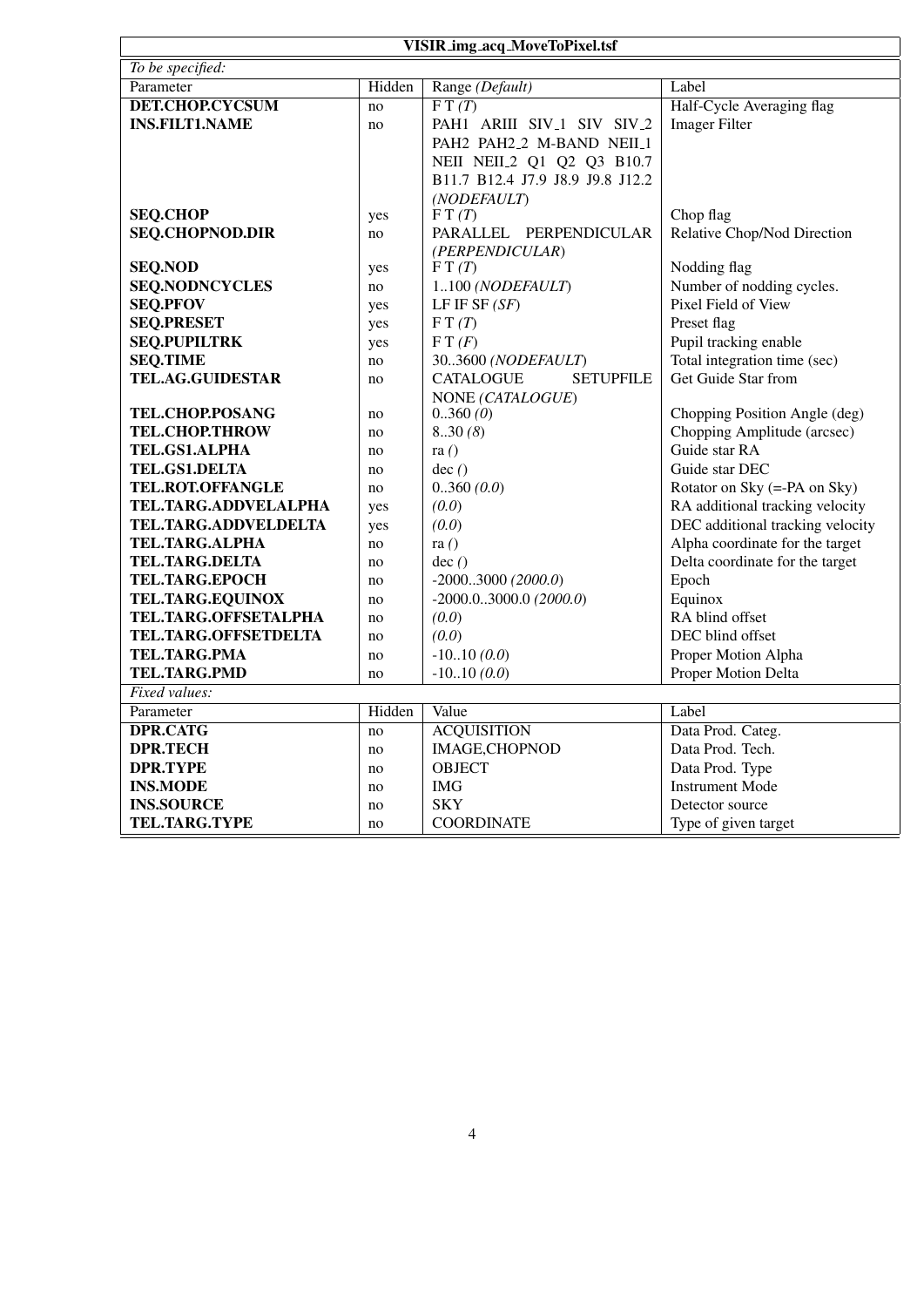**VISIR_img_acq_MoveToPixel.tsf**

*To be specified:*

| Parameter | Hidden | Range *(Default)* | Label |
|---|---|---|---|
| **DET.CHOP.CYCSUM** | no | F T *(T)* | Half-Cycle Averaging flag |
| **INS.FILT1.NAME** | no | PAH1 ARIII SIV_1 SIV SIV_2 PAH2 PAH2_2 M-BAND NEII_1 NEII NEII_2 Q1 Q2 Q3 B10.7 B11.7 B12.4 J7.9 J8.9 J9.8 J12.2 *(NODEFAULT)* | Imager Filter |
| **SEQ.CHOP** | yes | F T *(T)* | Chop flag |
| **SEQ.CHOPNOD.DIR** | no | PARALLEL PERPENDICULAR *(PERPENDICULAR)* | Relative Chop/Nod Direction |
| **SEQ.NOD** | yes | F T *(T)* | Nodding flag |
| **SEQ.NODNCYCLES** | no | 1..100 *(NODEFAULT)* | Number of nodding cycles. |
| **SEQ.PFOV** | yes | LF IF SF *(SF)* | Pixel Field of View |
| **SEQ.PRESET** | yes | F T *(T)* | Preset flag |
| **SEQ.PUPILTRK** | yes | F T *(F)* | Pupil tracking enable |
| **SEQ.TIME** | no | 30..3600 *(NODEFAULT)* | Total integration time (sec) |
| **TEL.AG.GUIDESTAR** | no | CATALOGUE SETUPFILE NONE *(CATALOGUE)* | Get Guide Star from |
| **TEL.CHOP.POSANG** | no | 0..360 *(0)* | Chopping Position Angle (deg) |
| **TEL.CHOP.THROW** | no | 8..30 *(8)* | Chopping Amplitude (arcsec) |
| **TEL.GS1.ALPHA** | no | ra *()* | Guide star RA |
| **TEL.GS1.DELTA** | no | dec *()* | Guide star DEC |
| **TEL.ROT.OFFANGLE** | no | 0..360 *(0.0)* | Rotator on Sky (=-PA on Sky) |
| **TEL.TARG.ADDVELALPHA** | yes | *(0.0)* | RA additional tracking velocity |
| **TEL.TARG.ADDVELDELTA** | yes | *(0.0)* | DEC additional tracking velocity |
| **TEL.TARG.ALPHA** | no | ra *()* | Alpha coordinate for the target |
| **TEL.TARG.DELTA** | no | dec *()* | Delta coordinate for the target |
| **TEL.TARG.EPOCH** | no | -2000..3000 *(2000.0)* | Epoch |
| **TEL.TARG.EQUINOX** | no | -2000.0..3000.0 *(2000.0)* | Equinox |
| **TEL.TARG.OFFSETALPHA** | no | *(0.0)* | RA blind offset |
| **TEL.TARG.OFFSETDELTA** | no | *(0.0)* | DEC blind offset |
| **TEL.TARG.PMA** | no | -10..10 *(0.0)* | Proper Motion Alpha |
| **TEL.TARG.PMD** | no | -10..10 *(0.0)* | Proper Motion Delta |

*Fixed values:*

| Parameter | Hidden | Value | Label |
|---|---|---|---|
| **DPR.CATG** | no | ACQUISITION | Data Prod. Categ. |
| **DPR.TECH** | no | IMAGE,CHOPNOD | Data Prod. Tech. |
| **DPR.TYPE** | no | OBJECT | Data Prod. Type |
| **INS.MODE** | no | IMG | Instrument Mode |
| **INS.SOURCE** | no | SKY | Detector source |
| **TEL.TARG.TYPE** | no | COORDINATE | Type of given target |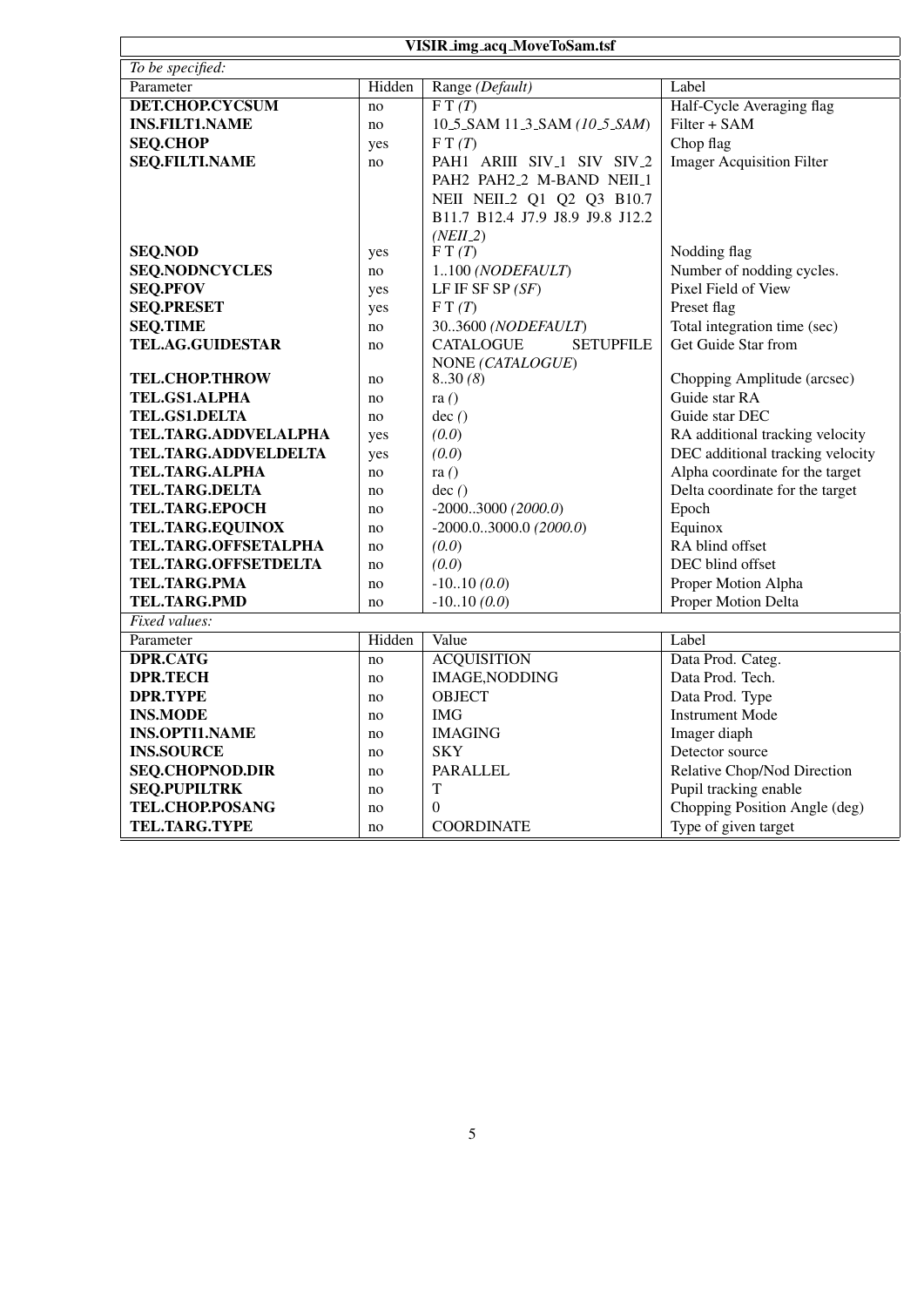**VISIR_img_acq_MoveToSam.tsf**

| *To be specified:* | | | |
|---|---|---|---|
| Parameter | Hidden | Range *(Default)* | Label |
| **DET.CHOP.CYCSUM** | no | F T *(T)* | Half-Cycle Averaging flag |
| **INS.FILT1.NAME** | no | 10_5_SAM 11_3_SAM *(10_5_SAM)* | Filter + SAM |
| **SEQ.CHOP** | yes | F T *(T)* | Chop flag |
| **SEQ.FILTI.NAME** | no | PAH1 ARIII SIV_1 SIV SIV_2 PAH2 PAH2_2 M-BAND NEII_1 NEII NEII_2 Q1 Q2 Q3 B10.7 B11.7 B12.4 J7.9 J8.9 J9.8 J12.2 *(NEII_2)* | Imager Acquisition Filter |
| **SEQ.NOD** | yes | F T *(T)* | Nodding flag |
| **SEQ.NODNCYCLES** | no | 1..100 *(NODEFAULT)* | Number of nodding cycles. |
| **SEQ.PFOV** | yes | LF IF SF SP *(SF)* | Pixel Field of View |
| **SEQ.PRESET** | yes | F T *(T)* | Preset flag |
| **SEQ.TIME** | no | 30..3600 *(NODEFAULT)* | Total integration time (sec) |
| **TEL.AG.GUIDESTAR** | no | CATALOGUE SETUPFILE NONE *(CATALOGUE)* | Get Guide Star from |
| **TEL.CHOP.THROW** | no | 8..30 *(8)* | Chopping Amplitude (arcsec) |
| **TEL.GS1.ALPHA** | no | ra *()* | Guide star RA |
| **TEL.GS1.DELTA** | no | dec *()* | Guide star DEC |
| **TEL.TARG.ADDVELALPHA** | yes | *(0.0)* | RA additional tracking velocity |
| **TEL.TARG.ADDVELDELTA** | yes | *(0.0)* | DEC additional tracking velocity |
| **TEL.TARG.ALPHA** | no | ra *()* | Alpha coordinate for the target |
| **TEL.TARG.DELTA** | no | dec *()* | Delta coordinate for the target |
| **TEL.TARG.EPOCH** | no | -2000..3000 *(2000.0)* | Epoch |
| **TEL.TARG.EQUINOX** | no | -2000.0..3000.0 *(2000.0)* | Equinox |
| **TEL.TARG.OFFSETALPHA** | no | *(0.0)* | RA blind offset |
| **TEL.TARG.OFFSETDELTA** | no | *(0.0)* | DEC blind offset |
| **TEL.TARG.PMA** | no | -10..10 *(0.0)* | Proper Motion Alpha |
| **TEL.TARG.PMD** | no | -10..10 *(0.0)* | Proper Motion Delta |
| *Fixed values:* | | | |
| Parameter | Hidden | Value | Label |
| **DPR.CATG** | no | ACQUISITION | Data Prod. Categ. |
| **DPR.TECH** | no | IMAGE,NODDING | Data Prod. Tech. |
| **DPR.TYPE** | no | OBJECT | Data Prod. Type |
| **INS.MODE** | no | IMG | Instrument Mode |
| **INS.OPTI1.NAME** | no | IMAGING | Imager diaph |
| **INS.SOURCE** | no | SKY | Detector source |
| **SEQ.CHOPNOD.DIR** | no | PARALLEL | Relative Chop/Nod Direction |
| **SEQ.PUPILTRK** | no | T | Pupil tracking enable |
| **TEL.CHOP.POSANG** | no | 0 | Chopping Position Angle (deg) |
| **TEL.TARG.TYPE** | no | COORDINATE | Type of given target |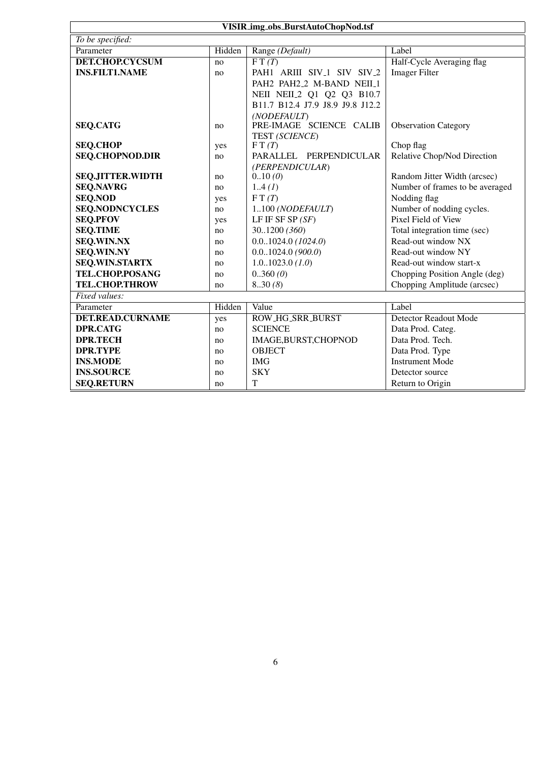| VISIR_img_obs_BurstAutoChopNod.tsf | | | |
|---|---|---|---|
| *To be specified:* | | | |
| Parameter | Hidden | Range *(Default)* | Label |
| **DET.CHOP.CYCSUM** | no | F T *(T)* | Half-Cycle Averaging flag |
| **INS.FILT1.NAME** | no | PAH1 ARIII SIV_1 SIV SIV_2 PAH2 PAH2_2 M-BAND NEII_1 NEII NEII_2 Q1 Q2 Q3 B10.7 B11.7 B12.4 J7.9 J8.9 J9.8 J12.2 *(NODEFAULT)* | Imager Filter |
| **SEQ.CATG** | no | PRE-IMAGE SCIENCE CALIB TEST *(SCIENCE)* | Observation Category |
| **SEQ.CHOP** | yes | F T *(T)* | Chop flag |
| **SEQ.CHOPNOD.DIR** | no | PARALLEL PERPENDICULAR *(PERPENDICULAR)* | Relative Chop/Nod Direction |
| **SEQ.JITTER.WIDTH** | no | 0..10 *(0)* | Random Jitter Width (arcsec) |
| **SEQ.NAVRG** | no | 1..4 *(1)* | Number of frames to be averaged |
| **SEQ.NOD** | yes | F T *(T)* | Nodding flag |
| **SEQ.NODNCYCLES** | no | 1..100 *(NODEFAULT)* | Number of nodding cycles. |
| **SEQ.PFOV** | yes | LF IF SF SP *(SF)* | Pixel Field of View |
| **SEQ.TIME** | no | 30..1200 *(360)* | Total integration time (sec) |
| **SEQ.WIN.NX** | no | 0.0..1024.0 *(1024.0)* | Read-out window NX |
| **SEQ.WIN.NY** | no | 0.0..1024.0 *(900.0)* | Read-out window NY |
| **SEQ.WIN.STARTX** | no | 1.0..1023.0 *(1.0)* | Read-out window start-x |
| **TEL.CHOP.POSANG** | no | 0..360 *(0)* | Chopping Position Angle (deg) |
| **TEL.CHOP.THROW** | no | 8..30 *(8)* | Chopping Amplitude (arcsec) |
| *Fixed values:* | | | |
| Parameter | Hidden | Value | Label |
| **DET.READ.CURNAME** | yes | ROW_HG_SRR_BURST | Detector Readout Mode |
| **DPR.CATG** | no | SCIENCE | Data Prod. Categ. |
| **DPR.TECH** | no | IMAGE,BURST,CHOPNOD | Data Prod. Tech. |
| **DPR.TYPE** | no | OBJECT | Data Prod. Type |
| **INS.MODE** | no | IMG | Instrument Mode |
| **INS.SOURCE** | no | SKY | Detector source |
| **SEQ.RETURN** | no | T | Return to Origin |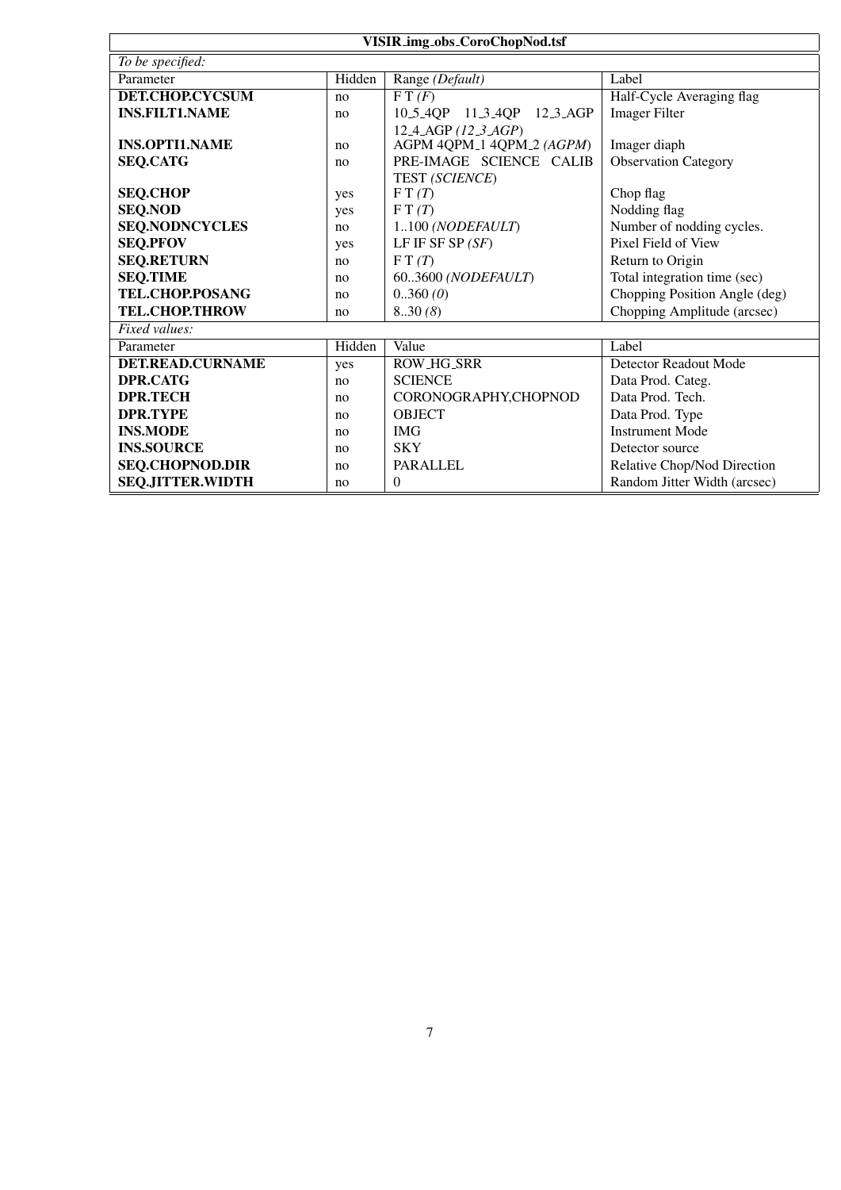| VISIR_img_obs_CoroChopNod.tsf | | | |
|---|---|---|---|
| *To be specified:* | | | |
| Parameter | Hidden | Range *(Default)* | Label |
| **DET.CHOP.CYCSUM** | no | F T *(F)* | Half-Cycle Averaging flag |
| **INS.FILT1.NAME** | no | 10_5_4QP 11_3_4QP 12_3_AGP 12_4_AGP *(12_3_AGP)* | Imager Filter |
| **INS.OPTI1.NAME** | no | AGPM 4QPM_1 4QPM_2 *(AGPM)* | Imager diaph |
| **SEQ.CATG** | no | PRE-IMAGE SCIENCE CALIB TEST *(SCIENCE)* | Observation Category |
| **SEQ.CHOP** | yes | F T *(T)* | Chop flag |
| **SEQ.NOD** | yes | F T *(T)* | Nodding flag |
| **SEQ.NODNCYCLES** | no | 1..100 *(NODEFAULT)* | Number of nodding cycles. |
| **SEQ.PFOV** | yes | LF IF SF SP *(SF)* | Pixel Field of View |
| **SEQ.RETURN** | no | F T *(T)* | Return to Origin |
| **SEQ.TIME** | no | 60..3600 *(NODEFAULT)* | Total integration time (sec) |
| **TEL.CHOP.POSANG** | no | 0..360 *(0)* | Chopping Position Angle (deg) |
| **TEL.CHOP.THROW** | no | 8..30 *(8)* | Chopping Amplitude (arcsec) |
| *Fixed values:* | | | |
| Parameter | Hidden | Value | Label |
| **DET.READ.CURNAME** | yes | ROW_HG_SRR | Detector Readout Mode |
| **DPR.CATG** | no | SCIENCE | Data Prod. Categ. |
| **DPR.TECH** | no | CORONOGRAPHY,CHOPNOD | Data Prod. Tech. |
| **DPR.TYPE** | no | OBJECT | Data Prod. Type |
| **INS.MODE** | no | IMG | Instrument Mode |
| **INS.SOURCE** | no | SKY | Detector source |
| **SEQ.CHOPNOD.DIR** | no | PARALLEL | Relative Chop/Nod Direction |
| **SEQ.JITTER.WIDTH** | no | 0 | Random Jitter Width (arcsec) |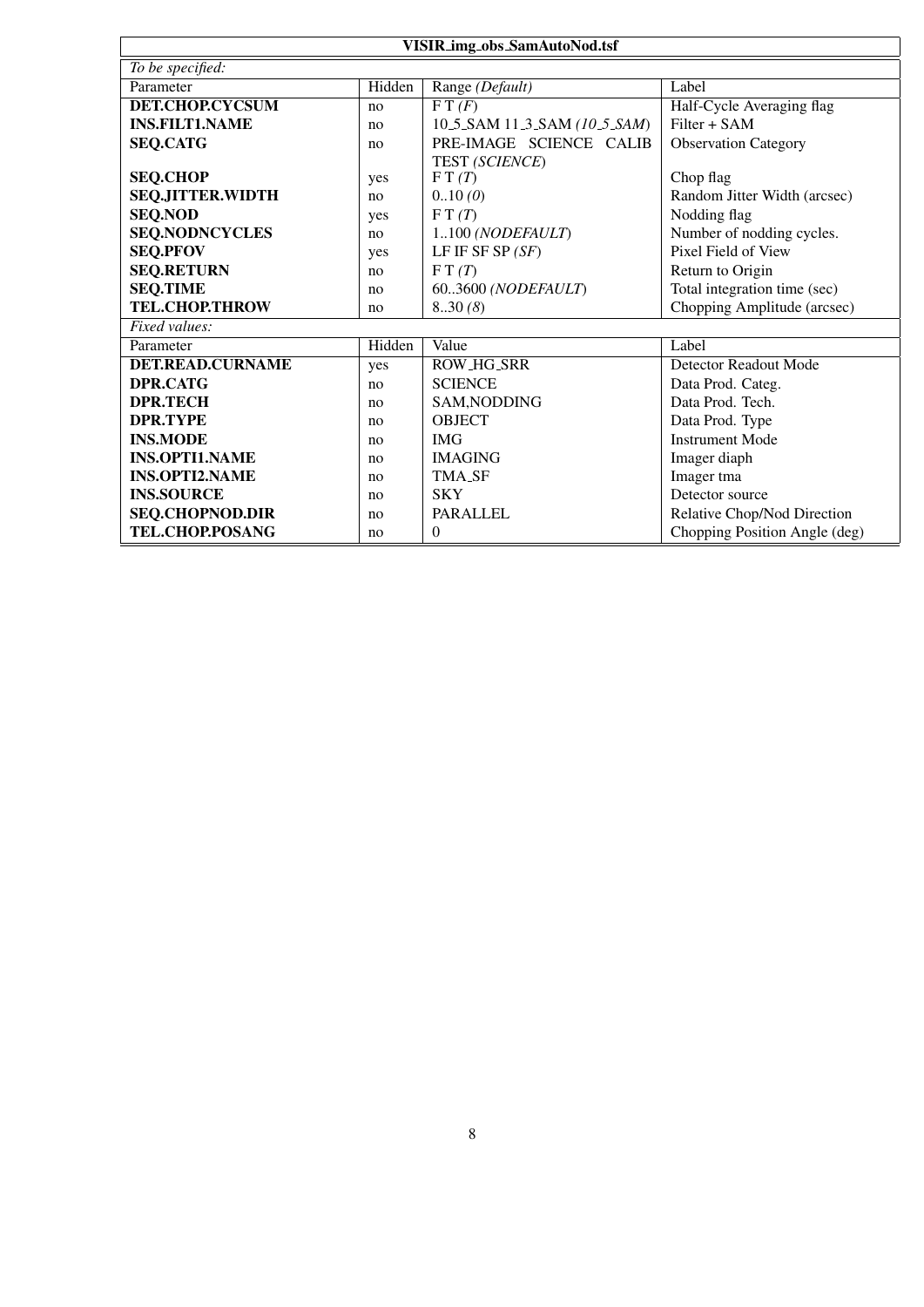| VISIR_img_obs_SamAutoNod.tsf | | | |
|---|---|---|---|
| *To be specified:* | | | |
| Parameter | Hidden | Range *(Default)* | Label |
| **DET.CHOP.CYCSUM** | no | F T *(F)* | Half-Cycle Averaging flag |
| **INS.FILT1.NAME** | no | 10_5_SAM 11_3_SAM *(10_5_SAM)* | Filter + SAM |
| **SEQ.CATG** | no | PRE-IMAGE SCIENCE CALIB TEST *(SCIENCE)* | Observation Category |
| **SEQ.CHOP** | yes | F T *(T)* | Chop flag |
| **SEQ.JITTER.WIDTH** | no | 0..10 *(0)* | Random Jitter Width (arcsec) |
| **SEQ.NOD** | yes | F T *(T)* | Nodding flag |
| **SEQ.NODNCYCLES** | no | 1..100 *(NODEFAULT)* | Number of nodding cycles. |
| **SEQ.PFOV** | yes | LF IF SF SP *(SF)* | Pixel Field of View |
| **SEQ.RETURN** | no | F T *(T)* | Return to Origin |
| **SEQ.TIME** | no | 60..3600 *(NODEFAULT)* | Total integration time (sec) |
| **TEL.CHOP.THROW** | no | 8..30 *(8)* | Chopping Amplitude (arcsec) |
| *Fixed values:* | | | |
| Parameter | Hidden | Value | Label |
| **DET.READ.CURNAME** | yes | ROW_HG_SRR | Detector Readout Mode |
| **DPR.CATG** | no | SCIENCE | Data Prod. Categ. |
| **DPR.TECH** | no | SAM,NODDING | Data Prod. Tech. |
| **DPR.TYPE** | no | OBJECT | Data Prod. Type |
| **INS.MODE** | no | IMG | Instrument Mode |
| **INS.OPTI1.NAME** | no | IMAGING | Imager diaph |
| **INS.OPTI2.NAME** | no | TMA_SF | Imager tma |
| **INS.SOURCE** | no | SKY | Detector source |
| **SEQ.CHOPNOD.DIR** | no | PARALLEL | Relative Chop/Nod Direction |
| **TEL.CHOP.POSANG** | no | 0 | Chopping Position Angle (deg) |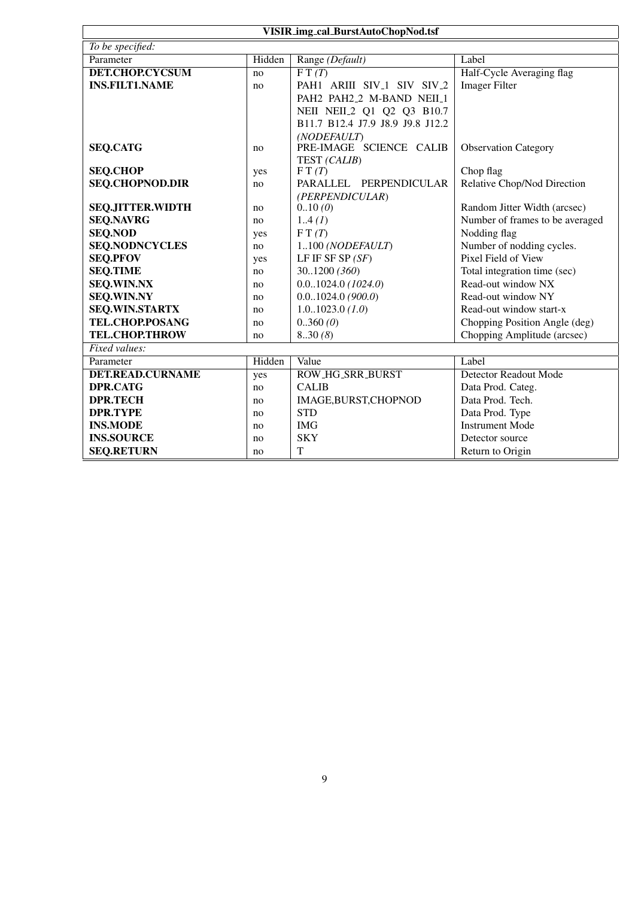| VISIR_img_cal_BurstAutoChopNod.tsf | | | |
|---|---|---|---|
| *To be specified:* | | | |
| Parameter | Hidden | Range *(Default)* | Label |
| **DET.CHOP.CYCSUM** | no | F T *(T)* | Half-Cycle Averaging flag |
| **INS.FILT1.NAME** | no | PAH1 ARIII SIV_1 SIV SIV_2 PAH2 PAH2_2 M-BAND NEII_1 NEII NEII_2 Q1 Q2 Q3 B10.7 B11.7 B12.4 J7.9 J8.9 J9.8 J12.2 *(NODEFAULT)* | Imager Filter |
| **SEQ.CATG** | no | PRE-IMAGE SCIENCE CALIB TEST *(CALIB)* | Observation Category |
| **SEQ.CHOP** | yes | F T *(T)* | Chop flag |
| **SEQ.CHOPNOD.DIR** | no | PARALLEL PERPENDICULAR *(PERPENDICULAR)* | Relative Chop/Nod Direction |
| **SEQ.JITTER.WIDTH** | no | 0..10 *(0)* | Random Jitter Width (arcsec) |
| **SEQ.NAVRG** | no | 1..4 *(1)* | Number of frames to be averaged |
| **SEQ.NOD** | yes | F T *(T)* | Nodding flag |
| **SEQ.NODNCYCLES** | no | 1..100 *(NODEFAULT)* | Number of nodding cycles. |
| **SEQ.PFOV** | yes | LF IF SF SP *(SF)* | Pixel Field of View |
| **SEQ.TIME** | no | 30..1200 *(360)* | Total integration time (sec) |
| **SEQ.WIN.NX** | no | 0.0..1024.0 *(1024.0)* | Read-out window NX |
| **SEQ.WIN.NY** | no | 0.0..1024.0 *(900.0)* | Read-out window NY |
| **SEQ.WIN.STARTX** | no | 1.0..1023.0 *(1.0)* | Read-out window start-x |
| **TEL.CHOP.POSANG** | no | 0..360 *(0)* | Chopping Position Angle (deg) |
| **TEL.CHOP.THROW** | no | 8..30 *(8)* | Chopping Amplitude (arcsec) |
| *Fixed values:* | | | |
| Parameter | Hidden | Value | Label |
| **DET.READ.CURNAME** | yes | ROW_HG_SRR_BURST | Detector Readout Mode |
| **DPR.CATG** | no | CALIB | Data Prod. Categ. |
| **DPR.TECH** | no | IMAGE,BURST,CHOPNOD | Data Prod. Tech. |
| **DPR.TYPE** | no | STD | Data Prod. Type |
| **INS.MODE** | no | IMG | Instrument Mode |
| **INS.SOURCE** | no | SKY | Detector source |
| **SEQ.RETURN** | no | T | Return to Origin |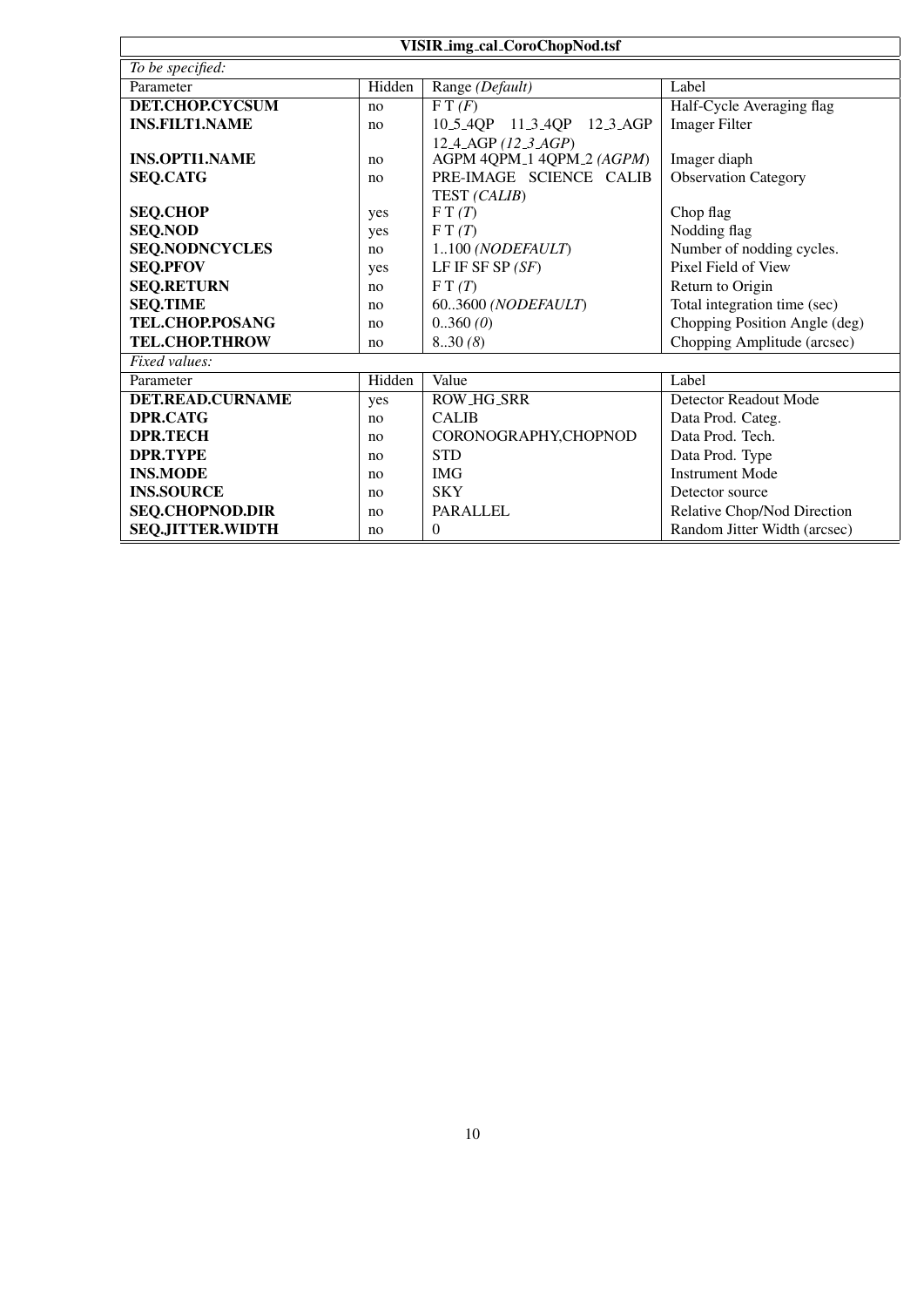| VISIR_img_cal_CoroChopNod.tsf | | | |
|---|---|---|---|
| *To be specified:* | | | |
| Parameter | Hidden | Range *(Default)* | Label |
| **DET.CHOP.CYCSUM** | no | F T *(F)* | Half-Cycle Averaging flag |
| **INS.FILT1.NAME** | no | 10_5_4QP 11_3_4QP 12_3_AGP 12_4_AGP *(12_3_AGP)* | Imager Filter |
| **INS.OPTI1.NAME** | no | AGPM 4QPM_1 4QPM_2 *(AGPM)* | Imager diaph |
| **SEQ.CATG** | no | PRE-IMAGE SCIENCE CALIB TEST *(CALIB)* | Observation Category |
| **SEQ.CHOP** | yes | F T *(T)* | Chop flag |
| **SEQ.NOD** | yes | F T *(T)* | Nodding flag |
| **SEQ.NODNCYCLES** | no | 1..100 *(NODEFAULT)* | Number of nodding cycles. |
| **SEQ.PFOV** | yes | LF IF SF SP *(SF)* | Pixel Field of View |
| **SEQ.RETURN** | no | F T *(T)* | Return to Origin |
| **SEQ.TIME** | no | 60..3600 *(NODEFAULT)* | Total integration time (sec) |
| **TEL.CHOP.POSANG** | no | 0..360 *(0)* | Chopping Position Angle (deg) |
| **TEL.CHOP.THROW** | no | 8..30 *(8)* | Chopping Amplitude (arcsec) |
| *Fixed values:* | | | |
| Parameter | Hidden | Value | Label |
| **DET.READ.CURNAME** | yes | ROW_HG_SRR | Detector Readout Mode |
| **DPR.CATG** | no | CALIB | Data Prod. Categ. |
| **DPR.TECH** | no | CORONOGRAPHY,CHOPNOD | Data Prod. Tech. |
| **DPR.TYPE** | no | STD | Data Prod. Type |
| **INS.MODE** | no | IMG | Instrument Mode |
| **INS.SOURCE** | no | SKY | Detector source |
| **SEQ.CHOPNOD.DIR** | no | PARALLEL | Relative Chop/Nod Direction |
| **SEQ.JITTER.WIDTH** | no | 0 | Random Jitter Width (arcsec) |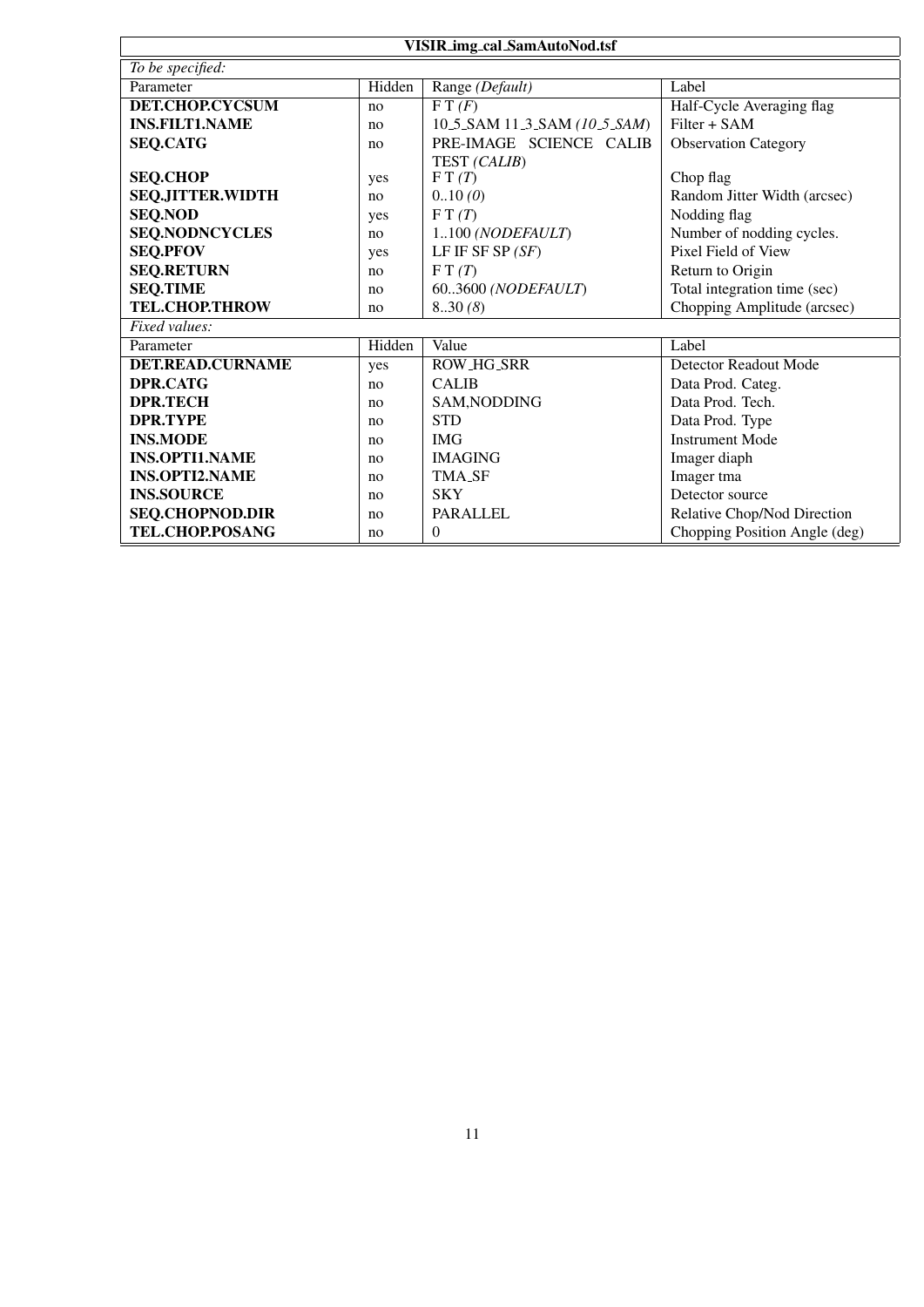**VISIR_img_cal_SamAutoNod.tsf**

| | | | |
|---|---|---|---|
| *To be specified:* | | | |
| Parameter | Hidden | Range *(Default)* | Label |
| **DET.CHOP.CYCSUM** | no | F T *(F)* | Half-Cycle Averaging flag |
| **INS.FILT1.NAME** | no | 10_5_SAM 11_3_SAM *(10_5_SAM)* | Filter + SAM |
| **SEQ.CATG** | no | PRE-IMAGE SCIENCE CALIB TEST *(CALIB)* | Observation Category |
| **SEQ.CHOP** | yes | F T *(T)* | Chop flag |
| **SEQ.JITTER.WIDTH** | no | 0..10 *(0)* | Random Jitter Width (arcsec) |
| **SEQ.NOD** | yes | F T *(T)* | Nodding flag |
| **SEQ.NODNCYCLES** | no | 1..100 *(NODEFAULT)* | Number of nodding cycles. |
| **SEQ.PFOV** | yes | LF IF SF SP *(SF)* | Pixel Field of View |
| **SEQ.RETURN** | no | F T *(T)* | Return to Origin |
| **SEQ.TIME** | no | 60..3600 *(NODEFAULT)* | Total integration time (sec) |
| **TEL.CHOP.THROW** | no | 8..30 *(8)* | Chopping Amplitude (arcsec) |
| *Fixed values:* | | | |
| Parameter | Hidden | Value | Label |
| **DET.READ.CURNAME** | yes | ROW_HG_SRR | Detector Readout Mode |
| **DPR.CATG** | no | CALIB | Data Prod. Categ. |
| **DPR.TECH** | no | SAM,NODDING | Data Prod. Tech. |
| **DPR.TYPE** | no | STD | Data Prod. Type |
| **INS.MODE** | no | IMG | Instrument Mode |
| **INS.OPTI1.NAME** | no | IMAGING | Imager diaph |
| **INS.OPTI2.NAME** | no | TMA_SF | Imager tma |
| **INS.SOURCE** | no | SKY | Detector source |
| **SEQ.CHOPNOD.DIR** | no | PARALLEL | Relative Chop/Nod Direction |
| **TEL.CHOP.POSANG** | no | 0 | Chopping Position Angle (deg) |